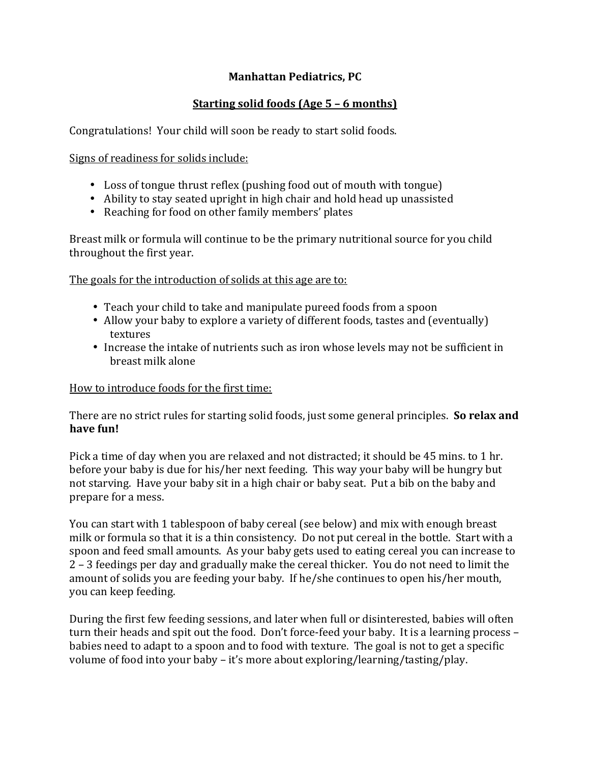# Manhattan Pediatrics, PC

## Starting solid foods (Age 5 – 6 months)

Congratulations! Your child will soon be ready to start solid foods.

Signs of readiness for solids include:

- Loss of tongue thrust reflex (pushing food out of mouth with tongue)
- Ability to stay seated upright in high chair and hold head up unassisted
- Reaching for food on other family members' plates

Breast milk or formula will continue to be the primary nutritional source for you child throughout the first year.

The goals for the introduction of solids at this age are to:

- Teach your child to take and manipulate pureed foods from a spoon
- Allow your baby to explore a variety of different foods, tastes and (eventually) textures
- Increase the intake of nutrients such as iron whose levels may not be sufficient in breast milk alone

How to introduce foods for the first time:

There are no strict rules for starting solid foods, just some general principles. **So relax and have fun!**

Pick a time of day when you are relaxed and not distracted; it should be 45 mins. to 1 hr. before your baby is due for his/her next feeding. This way your baby will be hungry but not starving. Have your baby sit in a high chair or baby seat. Put a bib on the baby and prepare for a mess.

You can start with 1 tablespoon of baby cereal (see below) and mix with enough breast milk or formula so that it is a thin consistency. Do not put cereal in the bottle. Start with a spoon and feed small amounts. As your baby gets used to eating cereal you can increase to 2 – 3 feedings per day and gradually make the cereal thicker. You do not need to limit the amount of solids you are feeding your baby. If he/she continues to open his/her mouth, you can keep feeding.

During the first few feeding sessions, and later when full or disinterested, babies will often turn their heads and spit out the food. Don't force-feed your baby. It is a learning process – babies need to adapt to a spoon and to food with texture. The goal is not to get a specific volume of food into your baby – it's more about exploring/learning/tasting/play.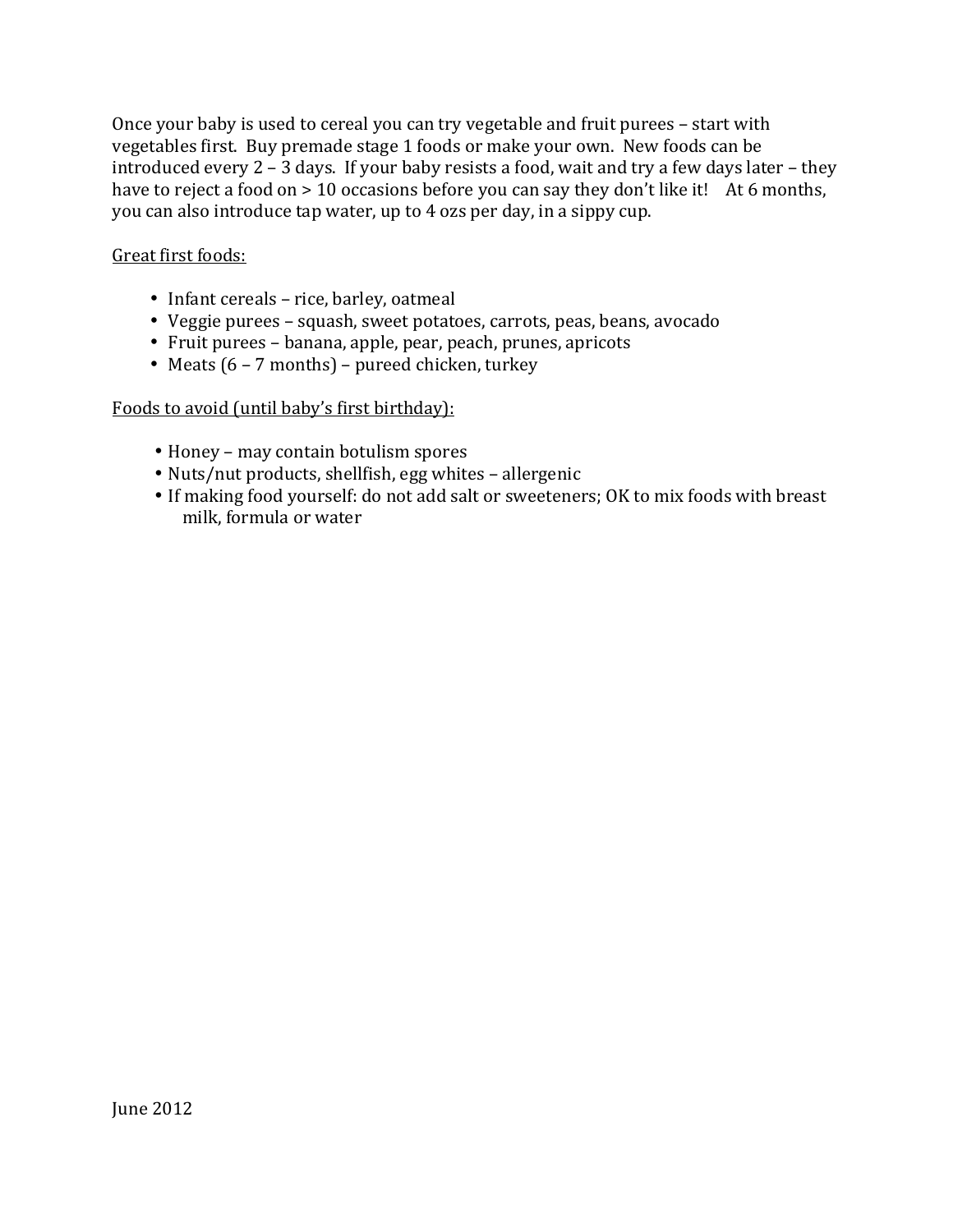Once your baby is used to cereal you can try vegetable and fruit purees – start with vegetables first. Buy premade stage 1 foods or make your own. New foods can be introduced every 2 – 3 days. If your baby resists a food, wait and try a few days later – they have to reject a food on > 10 occasions before you can say they don't like it! At 6 months, you can also introduce tap water, up to 4 ozs per day, in a sippy cup.

<u>Great first foods:</u>

- Infant cereals – rice, barley, oatmeal
- Veggie purees – squash, sweet potatoes, carrots, peas, beans, avocado
- Fruit purees – banana, apple, pear, peach, prunes, apricots
- Meats (6 – 7 months) – pureed chicken, turkey

<u>Foods to avoid (until baby's first birthday):</u>

- Honey – may contain botulism spores
- Nuts/nut products, shellfish, egg whites – allergenic
- If making food yourself: do not add salt or sweeteners; OK to mix foods with breast milk, formula or water

June 2012